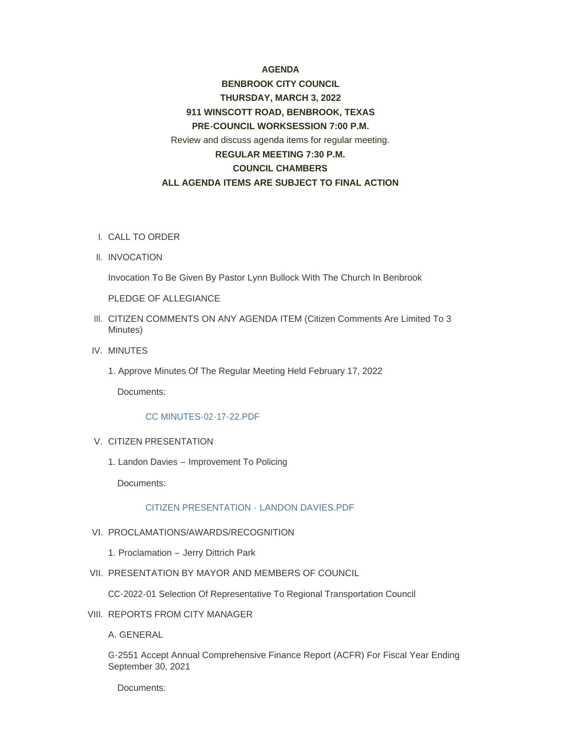**AGENDA**

**BENBROOK CITY COUNCIL**

**THURSDAY, MARCH 3, 2022**

**911 WINSCOTT ROAD, BENBROOK, TEXAS**

**PRE-COUNCIL WORKSESSION 7:00 P.M.**

Review and discuss agenda items for regular meeting.

**REGULAR MEETING 7:30 P.M.**

**COUNCIL CHAMBERS**

**ALL AGENDA ITEMS ARE SUBJECT TO FINAL ACTION**

I. CALL TO ORDER

II. INVOCATION

Invocation To Be Given By Pastor Lynn Bullock With The Church In Benbrook

PLEDGE OF ALLEGIANCE

III. CITIZEN COMMENTS ON ANY AGENDA ITEM (Citizen Comments Are Limited To 3 Minutes)

IV. MINUTES

1. Approve Minutes Of The Regular Meeting Held February 17, 2022

   Documents:

   CC MINUTES-02-17-22.PDF

V. CITIZEN PRESENTATION

1. Landon Davies – Improvement To Policing

   Documents:

   CITIZEN PRESENTATION - LANDON DAVIES.PDF

VI. PROCLAMATIONS/AWARDS/RECOGNITION

1. Proclamation – Jerry Dittrich Park

VII. PRESENTATION BY MAYOR AND MEMBERS OF COUNCIL

CC-2022-01 Selection Of Representative To Regional Transportation Council

VIII. REPORTS FROM CITY MANAGER

A. GENERAL

G-2551 Accept Annual Comprehensive Finance Report (ACFR) For Fiscal Year Ending September 30, 2021

Documents: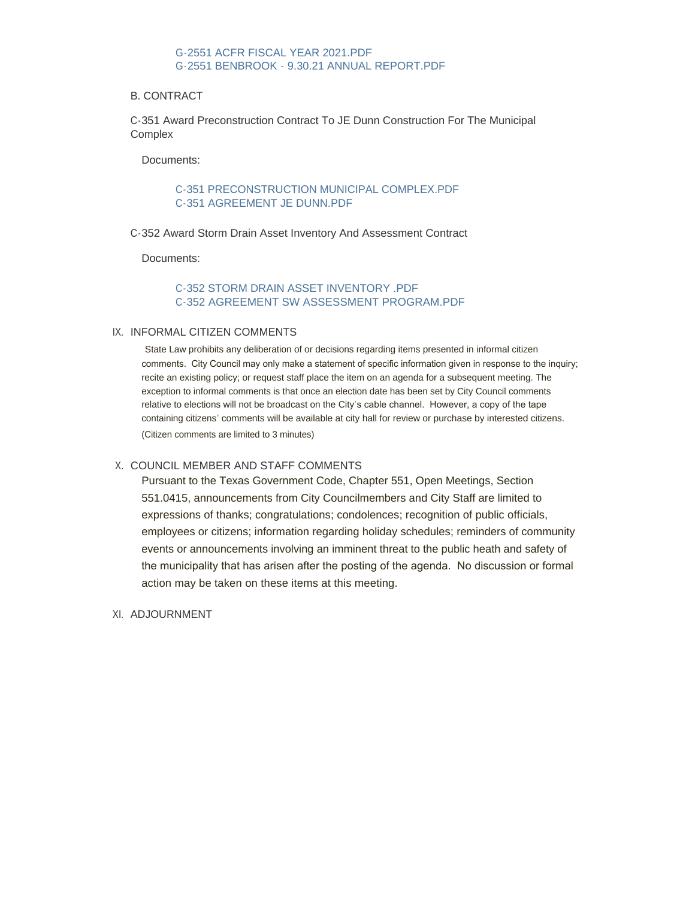G-2551 ACFR FISCAL YEAR 2021.PDF
G-2551 BENBROOK - 9.30.21 ANNUAL REPORT.PDF

B. CONTRACT

C-351 Award Preconstruction Contract To JE Dunn Construction For The Municipal Complex

Documents:

C-351 PRECONSTRUCTION MUNICIPAL COMPLEX.PDF
C-351 AGREEMENT JE DUNN.PDF

C-352 Award Storm Drain Asset Inventory And Assessment Contract

Documents:

C-352 STORM DRAIN ASSET INVENTORY .PDF
C-352 AGREEMENT SW ASSESSMENT PROGRAM.PDF

IX. INFORMAL CITIZEN COMMENTS

State Law prohibits any deliberation of or decisions regarding items presented in informal citizen comments. City Council may only make a statement of specific information given in response to the inquiry; recite an existing policy; or request staff place the item on an agenda for a subsequent meeting. The exception to informal comments is that once an election date has been set by City Council comments relative to elections will not be broadcast on the City's cable channel. However, a copy of the tape containing citizens' comments will be available at city hall for review or purchase by interested citizens. (Citizen comments are limited to 3 minutes)

X. COUNCIL MEMBER AND STAFF COMMENTS

Pursuant to the Texas Government Code, Chapter 551, Open Meetings, Section 551.0415, announcements from City Councilmembers and City Staff are limited to expressions of thanks; congratulations; condolences; recognition of public officials, employees or citizens; information regarding holiday schedules; reminders of community events or announcements involving an imminent threat to the public heath and safety of the municipality that has arisen after the posting of the agenda. No discussion or formal action may be taken on these items at this meeting.

XI. ADJOURNMENT